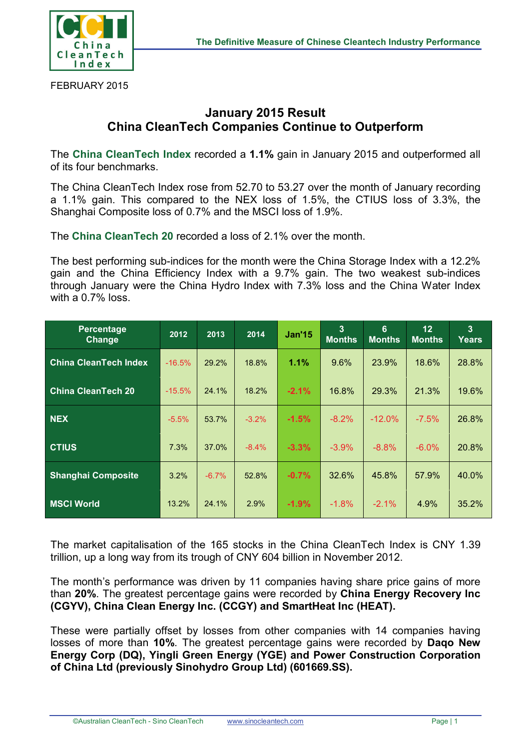FEBRUARY 2015

# January 2015 Result
## China CleanTech Companies Continue to Outperform

The **China CleanTech Index** recorded a **1.1%** gain in January 2015 and outperformed all of its four benchmarks.

The China CleanTech Index rose from 52.70 to 53.27 over the month of January recording a 1.1% gain. This compared to the NEX loss of 1.5%, the CTIUS loss of 3.3%, the Shanghai Composite loss of 0.7% and the MSCI loss of 1.9%.

The **China CleanTech 20** recorded a loss of 2.1% over the month.

The best performing sub-indices for the month were the China Storage Index with a 12.2% gain and the China Efficiency Index with a 9.7% gain. The two weakest sub-indices through January were the China Hydro Index with 7.3% loss and the China Water Index with a 0.7% loss.

| Percentage Change | 2012 | 2013 | 2014 | Jan'15 | 3 Months | 6 Months | 12 Months | 3 Years |
|---|---|---|---|---|---|---|---|---|
| China CleanTech Index | -16.5% | 29.2% | 18.8% | 1.1% | 9.6% | 23.9% | 18.6% | 28.8% |
| China CleanTech 20 | -15.5% | 24.1% | 18.2% | -2.1% | 16.8% | 29.3% | 21.3% | 19.6% |
| NEX | -5.5% | 53.7% | -3.2% | -1.5% | -8.2% | -12.0% | -7.5% | 26.8% |
| CTIUS | 7.3% | 37.0% | -8.4% | -3.3% | -3.9% | -8.8% | -6.0% | 20.8% |
| Shanghai Composite | 3.2% | -6.7% | 52.8% | -0.7% | 32.6% | 45.8% | 57.9% | 40.0% |
| MSCI World | 13.2% | 24.1% | 2.9% | -1.9% | -1.8% | -2.1% | 4.9% | 35.2% |

The market capitalisation of the 165 stocks in the China CleanTech Index is CNY 1.39 trillion, up a long way from its trough of CNY 604 billion in November 2012.

The month's performance was driven by 11 companies having share price gains of more than **20%**. The greatest percentage gains were recorded by **China Energy Recovery Inc (CGYV), China Clean Energy Inc. (CCGY) and SmartHeat Inc (HEAT).**

These were partially offset by losses from other companies with 14 companies having losses of more than **10%**. The greatest percentage gains were recorded by **Daqo New Energy Corp (DQ), Yingli Green Energy (YGE) and Power Construction Corporation of China Ltd (previously Sinohydro Group Ltd) (601669.SS).**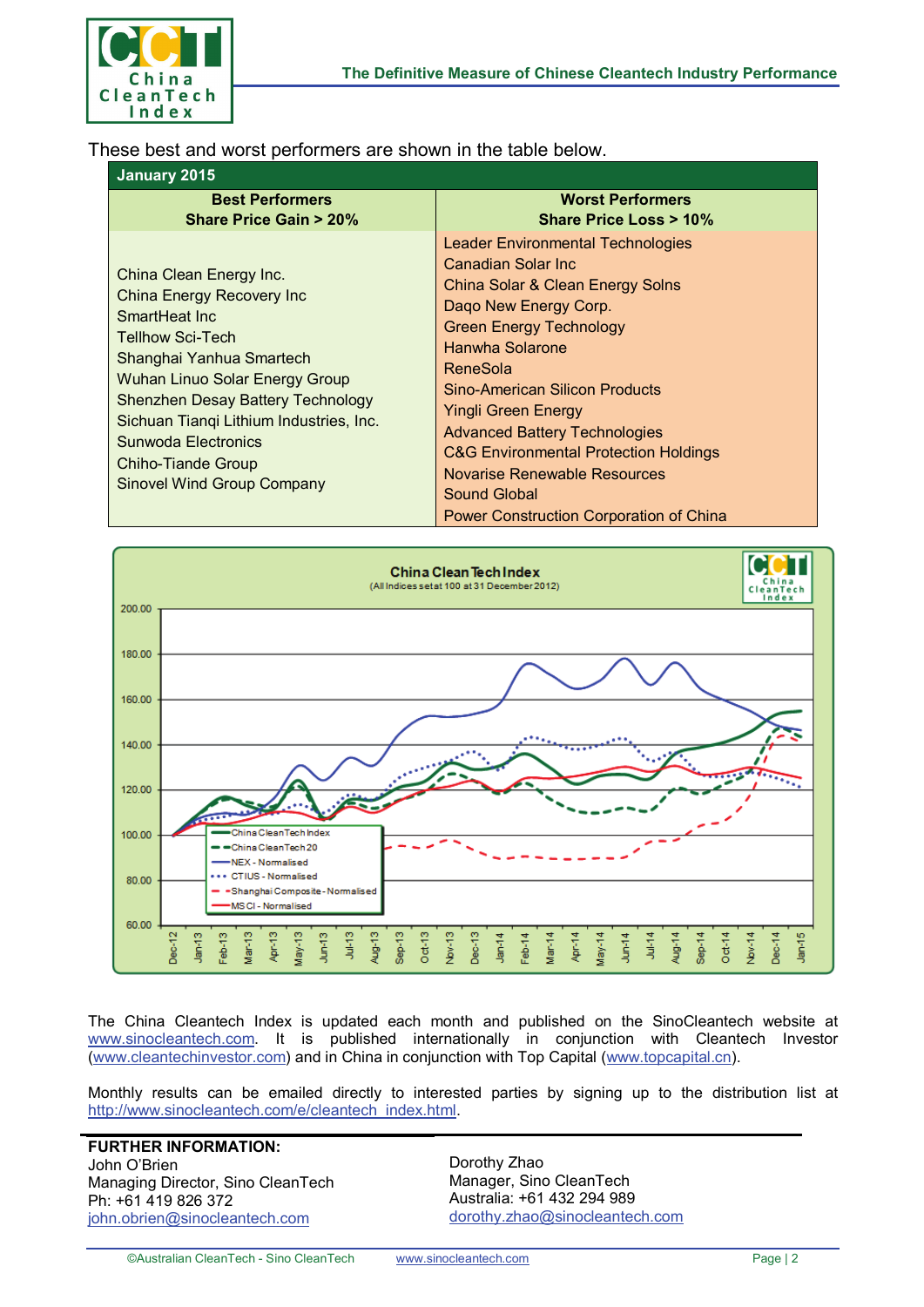These best and worst performers are shown in the table below.

| January 2015 | |
|---|---|
| **Best Performers Share Price Gain > 20%** | **Worst Performers Share Price Loss > 10%** |
| China Clean Energy Inc. | Leader Environmental Technologies |
| China Energy Recovery Inc | Canadian Solar Inc |
| SmartHeat Inc | China Solar & Clean Energy Solns |
| Tellhow Sci-Tech | Daqo New Energy Corp. |
| Shanghai Yanhua Smartech | Green Energy Technology |
| Wuhan Linuo Solar Energy Group | Hanwha Solarone |
| Shenzhen Desay Battery Technology | ReneSola |
| Sichuan Tianqi Lithium Industries, Inc. | Sino-American Silicon Products |
| Sunwoda Electronics | Yingli Green Energy |
| Chiho-Tiande Group | Advanced Battery Technologies |
| Sinovel Wind Group Company | C&G Environmental Protection Holdings |
| | Novarise Renewable Resources |
| | Sound Global |
| | Power Construction Corporation of China |

China Clean Tech Index
(All Indices set at 100 at 31 December 2012)

200.00
180.00
160.00
140.00
120.00
100.00
80.00
60.00

Dec-12 Jan-13 Feb-13 Mar-13 Apr-13 May-13 Jun-13 Jul-13 Aug-13 Sep-13 Oct-13 Nov-13 Dec-13 Jan-14 Feb-14 Mar-14 Apr-14 May-14 Jun-14 Jul-14 Aug-14 Sep-14 Oct-14 Nov-14 Dec-14 Jan-15

China CleanTech Index
China CleanTech 20
NEX - Normalised
CTIUS - Normalised
Shanghai Composite - Normalised
MSCI - Normalised

The China Cleantech Index is updated each month and published on the SinoCleantech website at www.sinocleantech.com. It is published internationally in conjunction with Cleantech Investor (www.cleantechinvestor.com) and in China in conjunction with Top Capital (www.topcapital.cn).

Monthly results can be emailed directly to interested parties by signing up to the distribution list at http://www.sinocleantech.com/e/cleantech_index.html.

**FURTHER INFORMATION:**

John O'Brien
Managing Director, Sino CleanTech
Ph: +61 419 826 372
john.obrien@sinocleantech.com

Dorothy Zhao
Manager, Sino CleanTech
Australia: +61 432 294 989
dorothy.zhao@sinocleantech.com